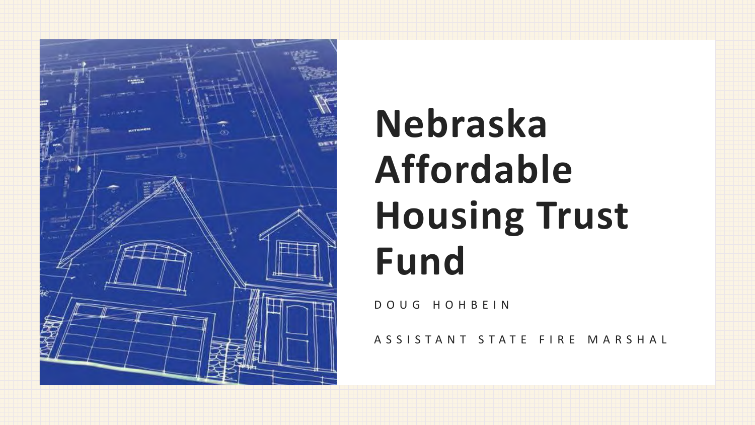# Nebraska Affordable Housing Trust Fund

DOUG HOHBEIN

ASSISTANT STATE FIRE MARSHAL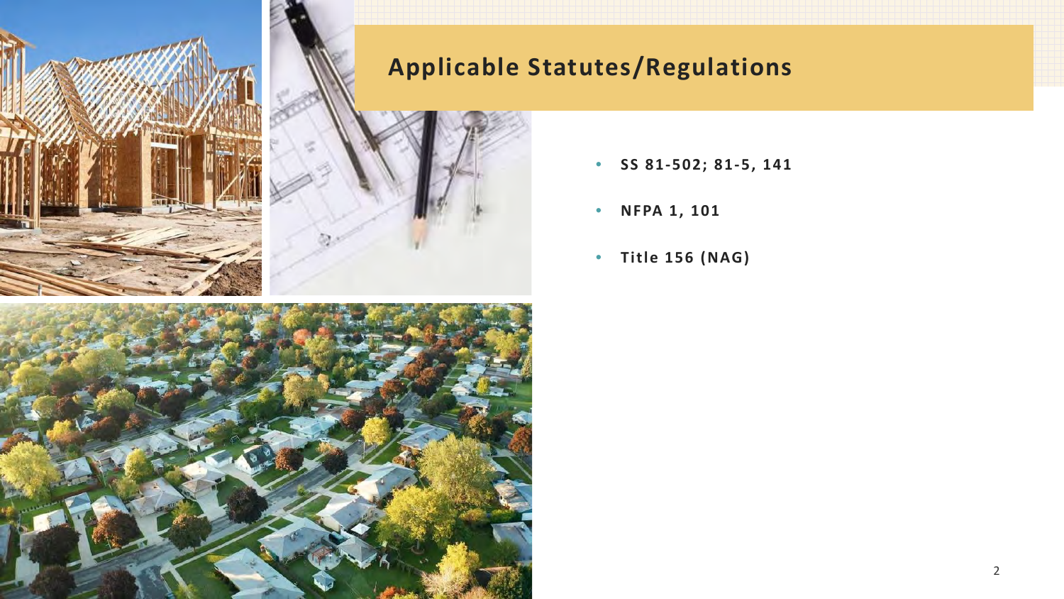## Applicable Statutes/Regulations

- **SS 81-502; 81-5, 141**
- **NFPA 1, 101**
- **Title 156 (NAG)**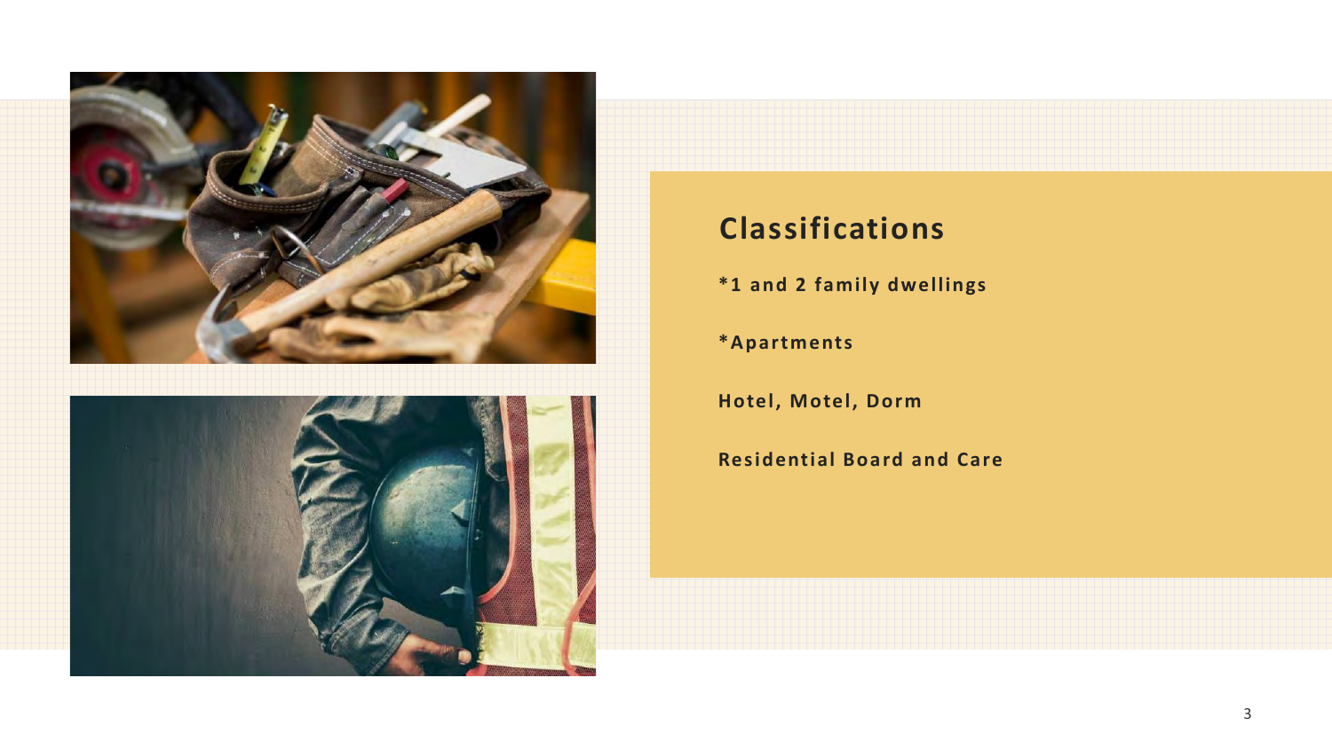## Classifications

*1 and 2 family dwellings

*Apartments

Hotel, Motel, Dorm

Residential Board and Care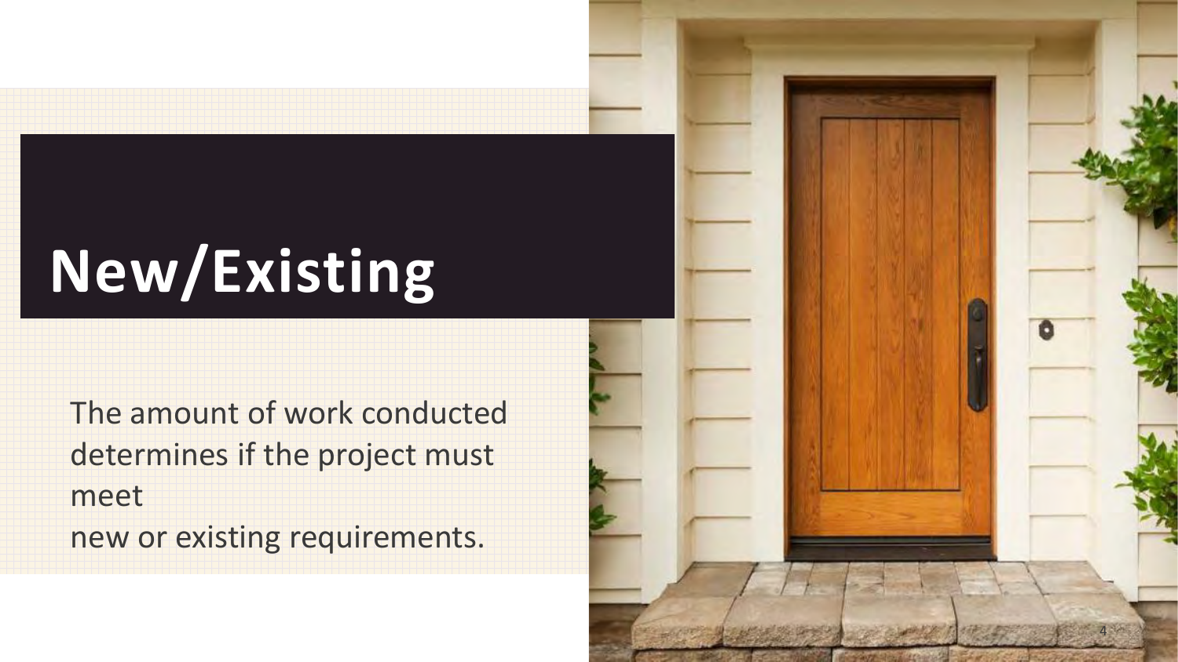# New/Existing

The amount of work conducted determines if the project must meet
new or existing requirements.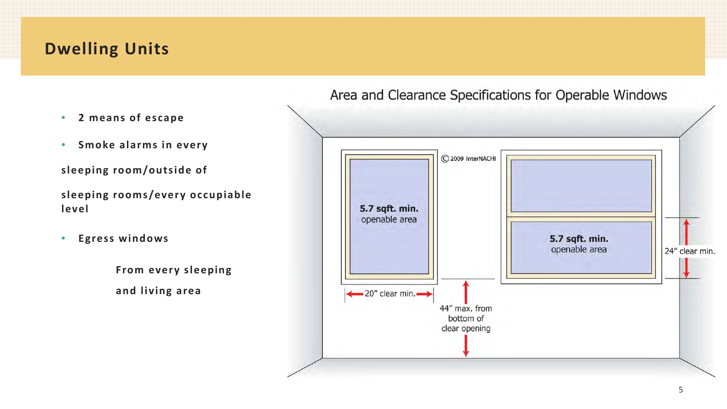# Dwelling Units

- 2 means of escape
- Smoke alarms in every sleeping room/outside of sleeping rooms/every occupiable level
- Egress windows

  From every sleeping and living area

Area and Clearance Specifications for Operable Windows

© 2009 InterNACHI

5.7 sqft. min. openable area

20" clear min.

44" max. from bottom of clear opening

5.7 sqft. min. openable area

24" clear min.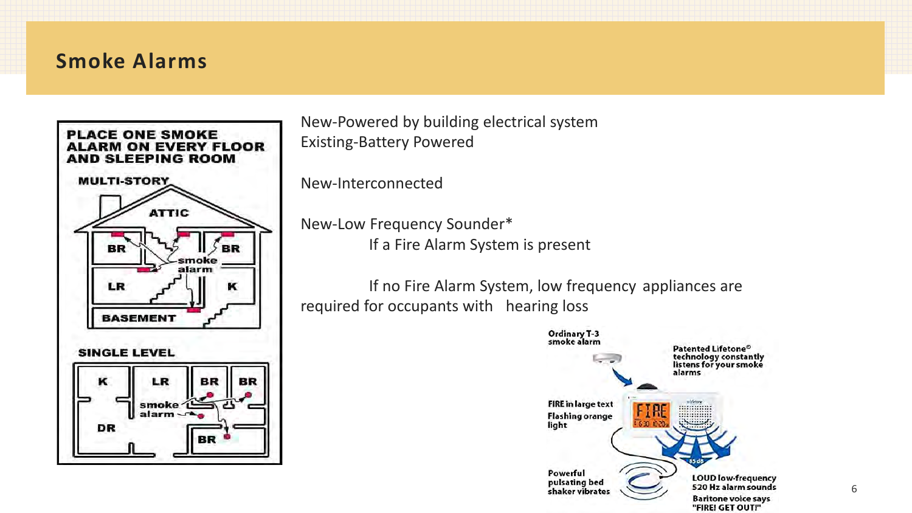## Smoke Alarms

New-Powered by building electrical system
Existing-Battery Powered

New-Interconnected

New-Low Frequency Sounder*
If a Fire Alarm System is present

If no Fire Alarm System, low frequency appliances are required for occupants with hearing loss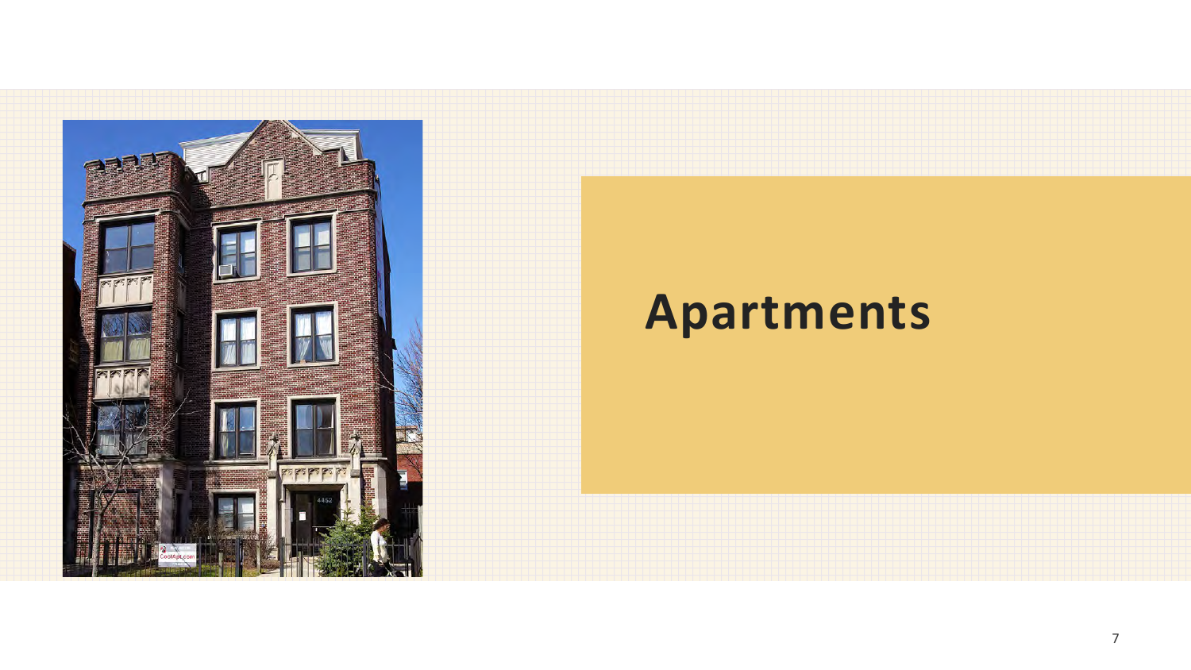# Apartments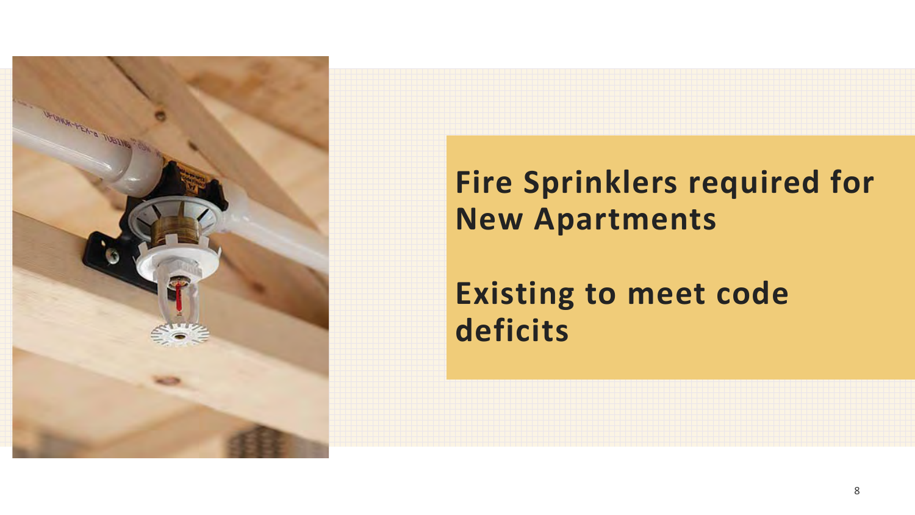**Fire Sprinklers required for New Apartments**

**Existing to meet code deficits**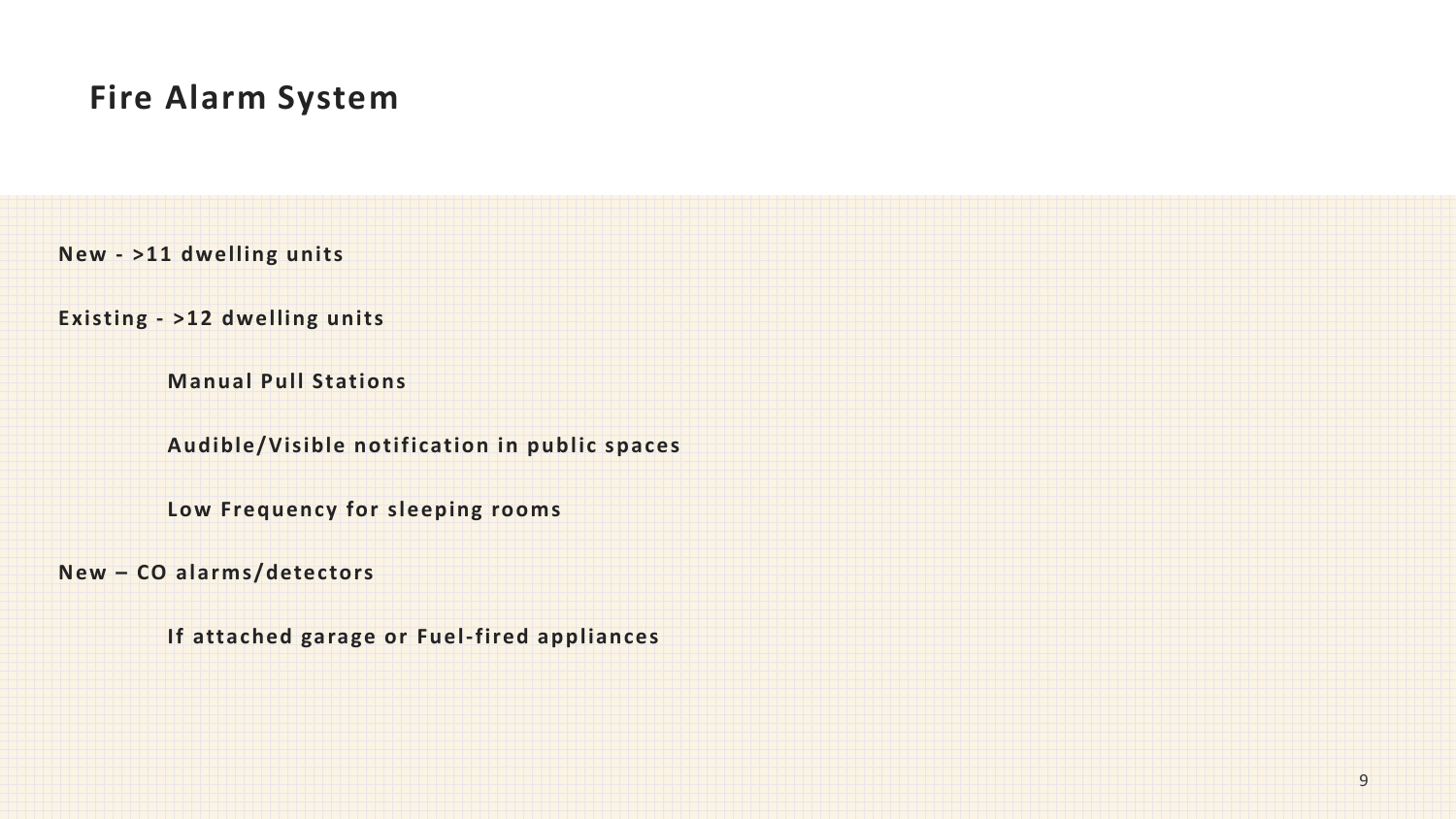# Fire Alarm System

**New - >11 dwelling units**

**Existing - >12 dwelling units**

- **Manual Pull Stations**
- **Audible/Visible notification in public spaces**
- **Low Frequency for sleeping rooms**

**New – CO alarms/detectors**

- **If attached garage or Fuel-fired appliances**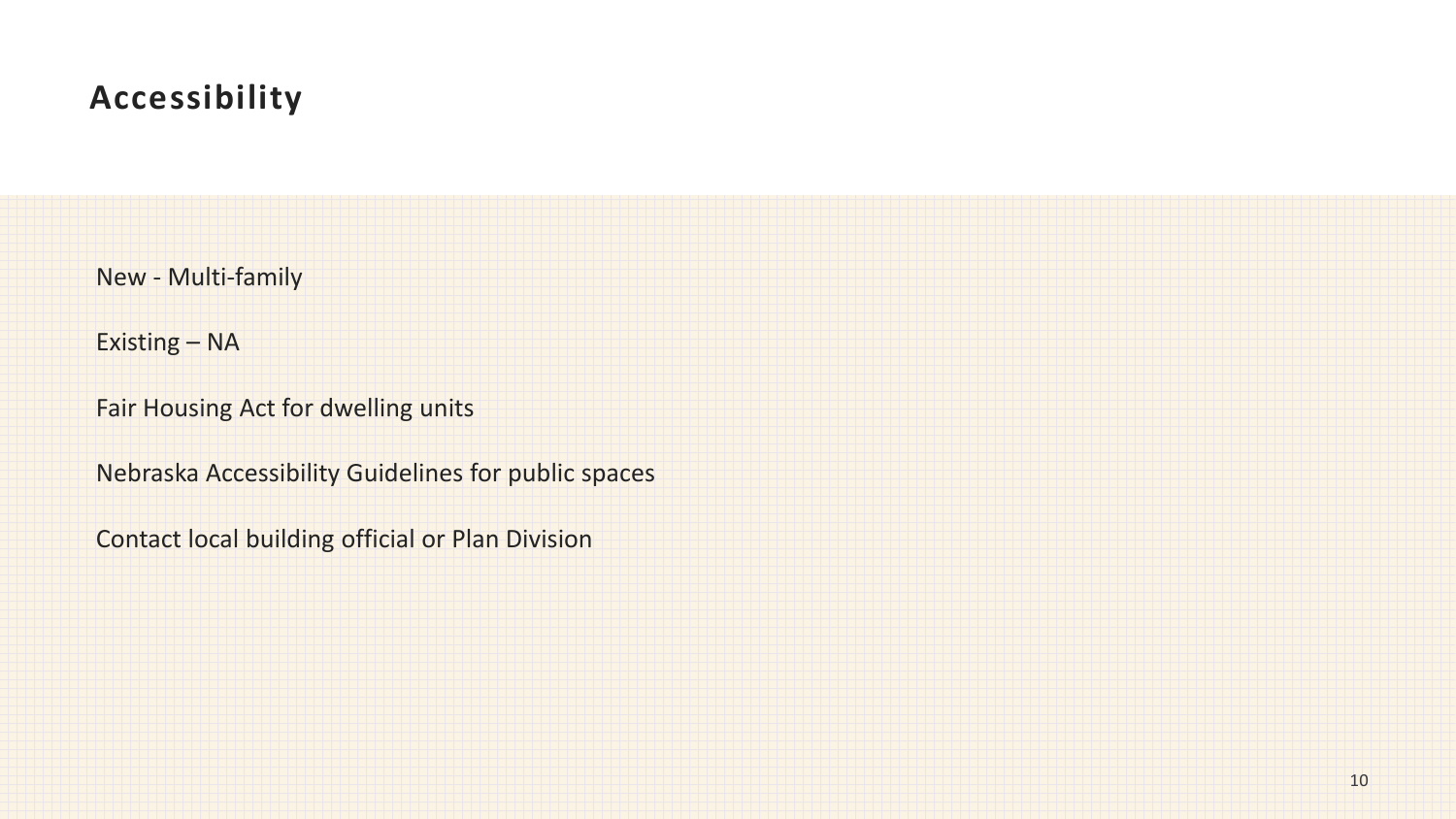# Accessibility

New - Multi-family

Existing – NA

Fair Housing Act for dwelling units

Nebraska Accessibility Guidelines for public spaces

Contact local building official or Plan Division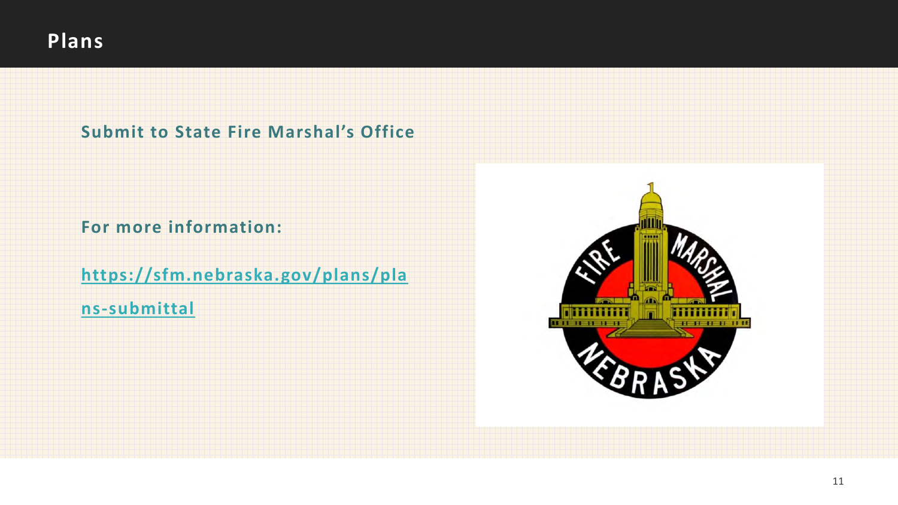# Plans

**Submit to State Fire Marshal's Office**

**For more information:**

**https://sfm.nebraska.gov/plans/plans-submittal**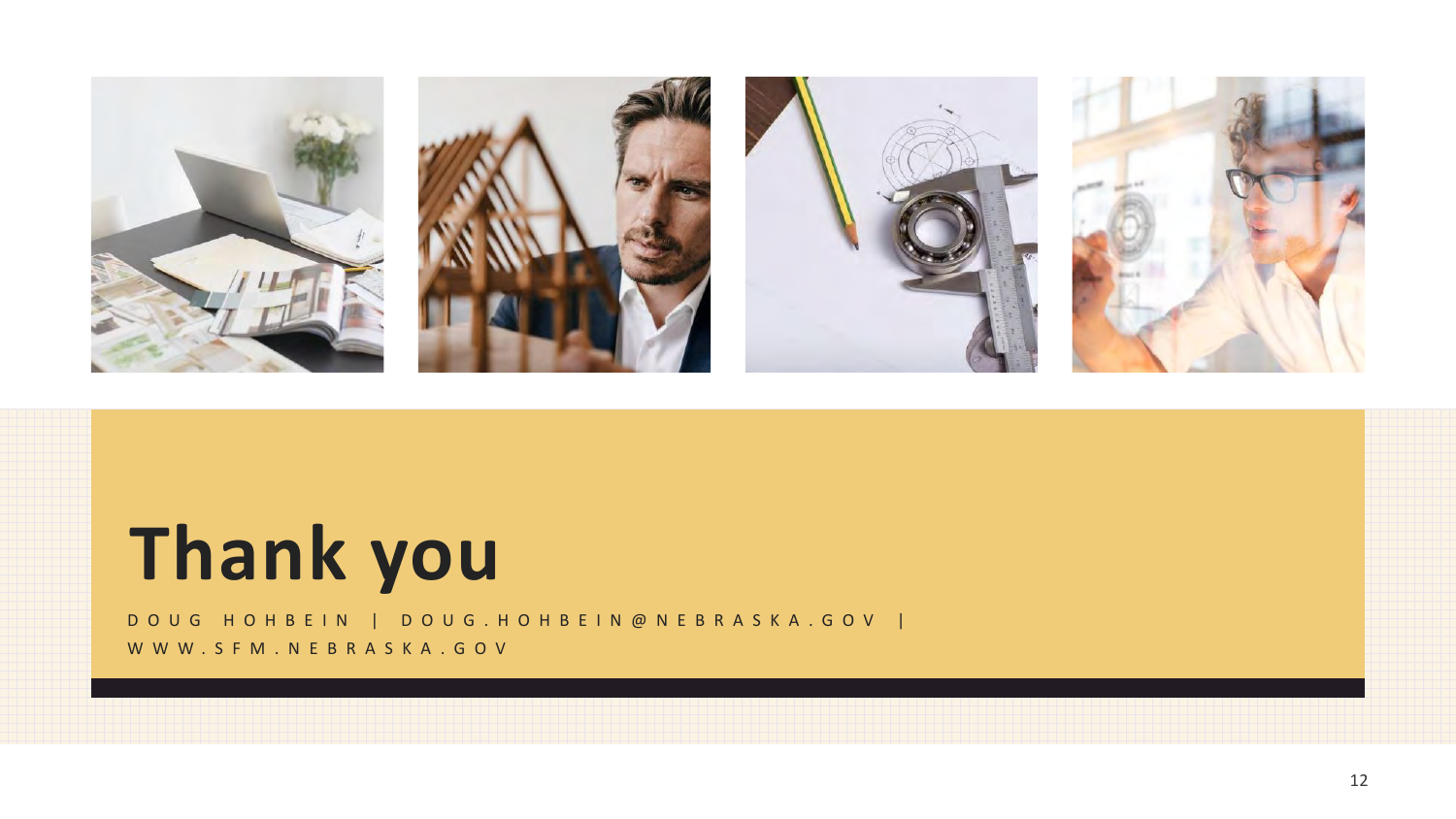# Thank you

DOUG HOHBEIN | DOUG.HOHBEIN@NEBRASKA.GOV | WWW.SFM.NEBRASKA.GOV